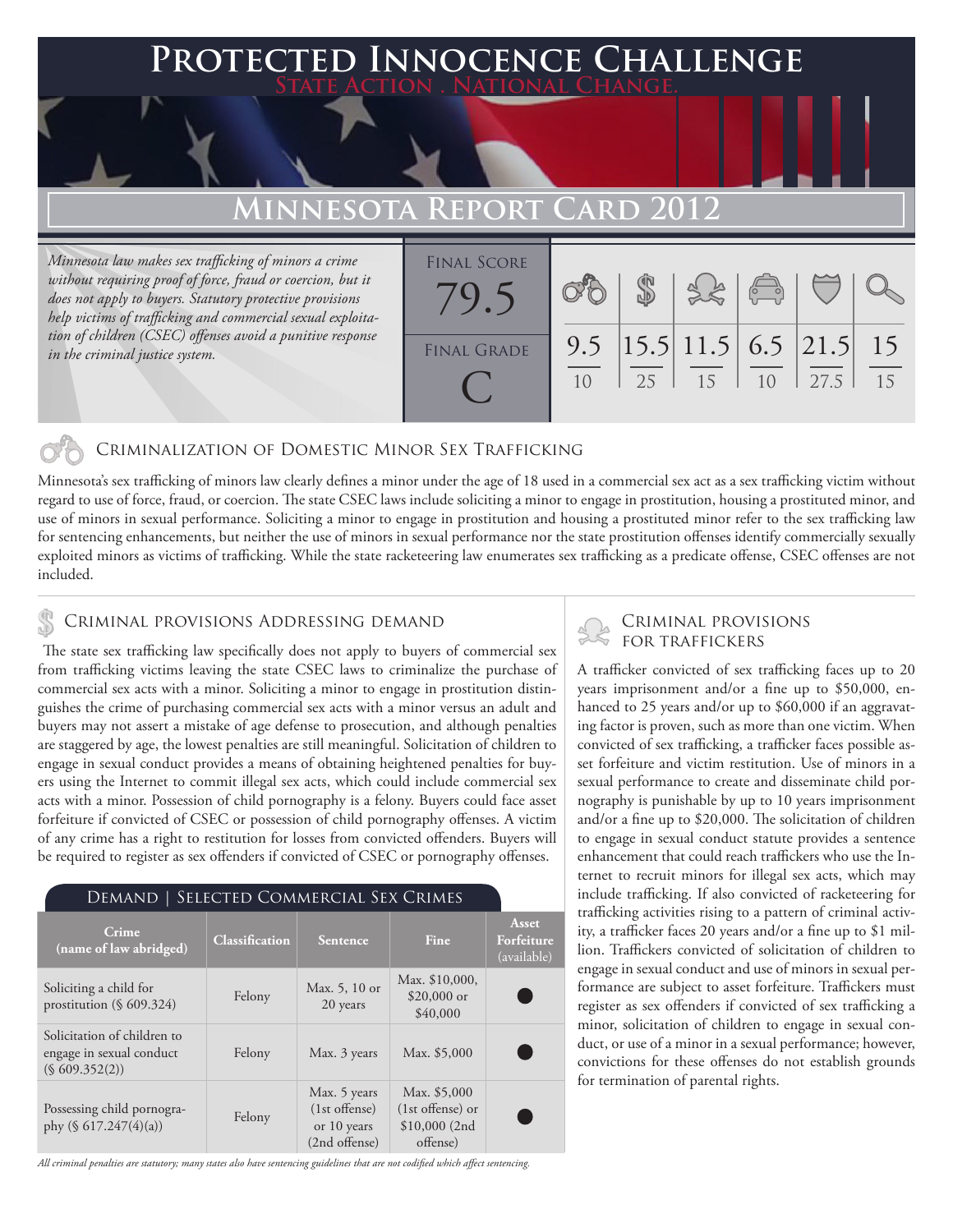# Protected Innocence Challenge

State Action . National Change.

## Minnesota Report Card 2012

*Minnesota law makes sex trafficking of minors a crime without requiring proof of force, fraud or coercion, but it does not apply to buyers. Statutory protective provisions help victims of trafficking and commercial sexual exploitation of children (CSEC) offenses avoid a punitive response in the criminal justice system.*

| Final Score | Criminalization | Demand | Traffickers | Facilitators | Protective Provisions | Criminal Justice Tools |
|---|---|---|---|---|---|---|
| 79.5 | 9.5 / 10 | 15.5 / 25 | 11.5 / 15 | 6.5 / 10 | 21.5 / 27.5 | 15 / 15 |

**Final Grade:** C

### Criminalization of Domestic Minor Sex Trafficking

Minnesota's sex trafficking of minors law clearly defines a minor under the age of 18 used in a commercial sex act as a sex trafficking victim without regard to use of force, fraud, or coercion. The state CSEC laws include soliciting a minor to engage in prostitution, housing a prostituted minor, and use of minors in sexual performance. Soliciting a minor to engage in prostitution and housing a prostituted minor refer to the sex trafficking law for sentencing enhancements, but neither the use of minors in sexual performance nor the state prostitution offenses identify commercially sexually exploited minors as victims of trafficking. While the state racketeering law enumerates sex trafficking as a predicate offense, CSEC offenses are not included.

### Criminal provisions Addressing demand

The state sex trafficking law specifically does not apply to buyers of commercial sex from trafficking victims leaving the state CSEC laws to criminalize the purchase of commercial sex acts with a minor. Soliciting a minor to engage in prostitution distinguishes the crime of purchasing commercial sex acts with a minor versus an adult and buyers may not assert a mistake of age defense to prosecution, and although penalties are staggered by age, the lowest penalties are still meaningful. Solicitation of children to engage in sexual conduct provides a means of obtaining heightened penalties for buyers using the Internet to commit illegal sex acts, which could include commercial sex acts with a minor. Possession of child pornography is a felony. Buyers could face asset forfeiture if convicted of CSEC or possession of child pornography offenses. A victim of any crime has a right to restitution for losses from convicted offenders. Buyers will be required to register as sex offenders if convicted of CSEC or pornography offenses.

#### Demand | Selected Commercial Sex Crimes

| Crime (name of law abridged) | Classification | Sentence | Fine | Asset Forfeiture (available) |
|---|---|---|---|---|
| Soliciting a child for prostitution (§ 609.324) | Felony | Max. 5, 10 or 20 years | Max. $10,000, $20,000 or $40,000 | ● |
| Solicitation of children to engage in sexual conduct (§ 609.352(2)) | Felony | Max. 3 years | Max. $5,000 | ● |
| Possessing child pornography (§ 617.247(4)(a)) | Felony | Max. 5 years (1st offense) or 10 years (2nd offense) | Max. $5,000 (1st offense) or $10,000 (2nd offense) | ● |

*All criminal penalties are statutory; many states also have sentencing guidelines that are not codified which affect sentencing.*

### Criminal provisions for traffickers

A trafficker convicted of sex trafficking faces up to 20 years imprisonment and/or a fine up to $50,000, enhanced to 25 years and/or up to $60,000 if an aggravating factor is proven, such as more than one victim. When convicted of sex trafficking, a trafficker faces possible asset forfeiture and victim restitution. Use of minors in a sexual performance to create and disseminate child pornography is punishable by up to 10 years imprisonment and/or a fine up to $20,000. The solicitation of children to engage in sexual conduct statute provides a sentence enhancement that could reach traffickers who use the Internet to recruit minors for illegal sex acts, which may include trafficking. If also convicted of racketeering for trafficking activities rising to a pattern of criminal activity, a trafficker faces 20 years and/or a fine up to $1 million. Traffickers convicted of solicitation of children to engage in sexual conduct and use of minors in sexual performance are subject to asset forfeiture. Traffickers must register as sex offenders if convicted of sex trafficking a minor, solicitation of children to engage in sexual conduct, or use of a minor in a sexual performance; however, convictions for these offenses do not establish grounds for termination of parental rights.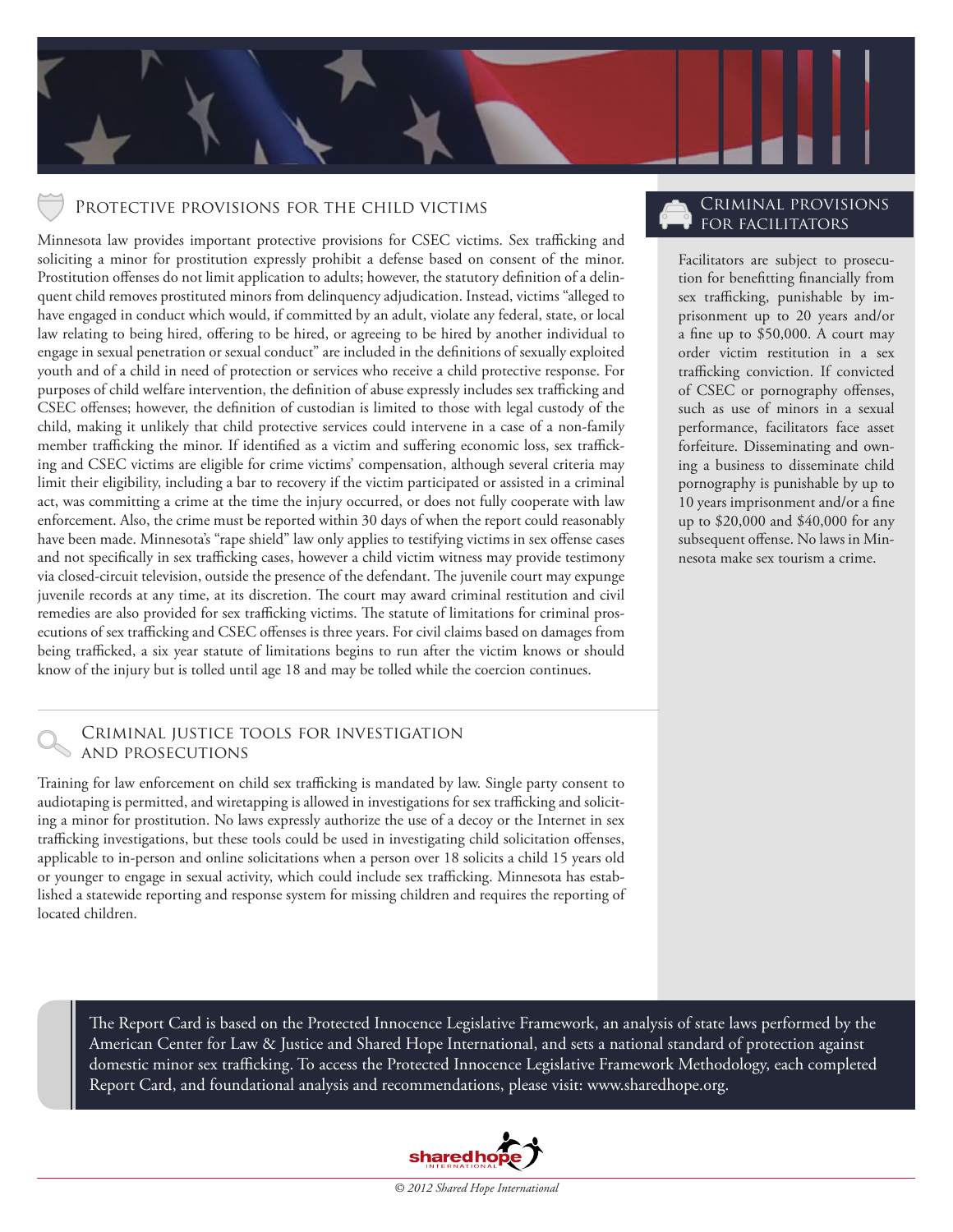## Protective provisions for the child victims

Minnesota law provides important protective provisions for CSEC victims. Sex trafficking and soliciting a minor for prostitution expressly prohibit a defense based on consent of the minor. Prostitution offenses do not limit application to adults; however, the statutory definition of a delinquent child removes prostituted minors from delinquency adjudication. Instead, victims "alleged to have engaged in conduct which would, if committed by an adult, violate any federal, state, or local law relating to being hired, offering to be hired, or agreeing to be hired by another individual to engage in sexual penetration or sexual conduct" are included in the definitions of sexually exploited youth and of a child in need of protection or services who receive a child protective response. For purposes of child welfare intervention, the definition of abuse expressly includes sex trafficking and CSEC offenses; however, the definition of custodian is limited to those with legal custody of the child, making it unlikely that child protective services could intervene in a case of a non-family member trafficking the minor. If identified as a victim and suffering economic loss, sex trafficking and CSEC victims are eligible for crime victims' compensation, although several criteria may limit their eligibility, including a bar to recovery if the victim participated or assisted in a criminal act, was committing a crime at the time the injury occurred, or does not fully cooperate with law enforcement. Also, the crime must be reported within 30 days of when the report could reasonably have been made. Minnesota's "rape shield" law only applies to testifying victims in sex offense cases and not specifically in sex trafficking cases, however a child victim witness may provide testimony via closed-circuit television, outside the presence of the defendant. The juvenile court may expunge juvenile records at any time, at its discretion. The court may award criminal restitution and civil remedies are also provided for sex trafficking victims. The statute of limitations for criminal prosecutions of sex trafficking and CSEC offenses is three years. For civil claims based on damages from being trafficked, a six year statute of limitations begins to run after the victim knows or should know of the injury but is tolled until age 18 and may be tolled while the coercion continues.

## Criminal justice tools for investigation and prosecutions

Training for law enforcement on child sex trafficking is mandated by law. Single party consent to audiotaping is permitted, and wiretapping is allowed in investigations for sex trafficking and soliciting a minor for prostitution. No laws expressly authorize the use of a decoy or the Internet in sex trafficking investigations, but these tools could be used in investigating child solicitation offenses, applicable to in-person and online solicitations when a person over 18 solicits a child 15 years old or younger to engage in sexual activity, which could include sex trafficking. Minnesota has established a statewide reporting and response system for missing children and requires the reporting of located children.

## Criminal provisions for facilitators

Facilitators are subject to prosecution for benefitting financially from sex trafficking, punishable by imprisonment up to 20 years and/or a fine up to $50,000. A court may order victim restitution in a sex trafficking conviction. If convicted of CSEC or pornography offenses, such as use of minors in a sexual performance, facilitators face asset forfeiture. Disseminating and owning a business to disseminate child pornography is punishable by up to 10 years imprisonment and/or a fine up to $20,000 and $40,000 for any subsequent offense. No laws in Minnesota make sex tourism a crime.

The Report Card is based on the Protected Innocence Legislative Framework, an analysis of state laws performed by the American Center for Law & Justice and Shared Hope International, and sets a national standard of protection against domestic minor sex trafficking. To access the Protected Innocence Legislative Framework Methodology, each completed Report Card, and foundational analysis and recommendations, please visit: www.sharedhope.org.

*© 2012 Shared Hope International*